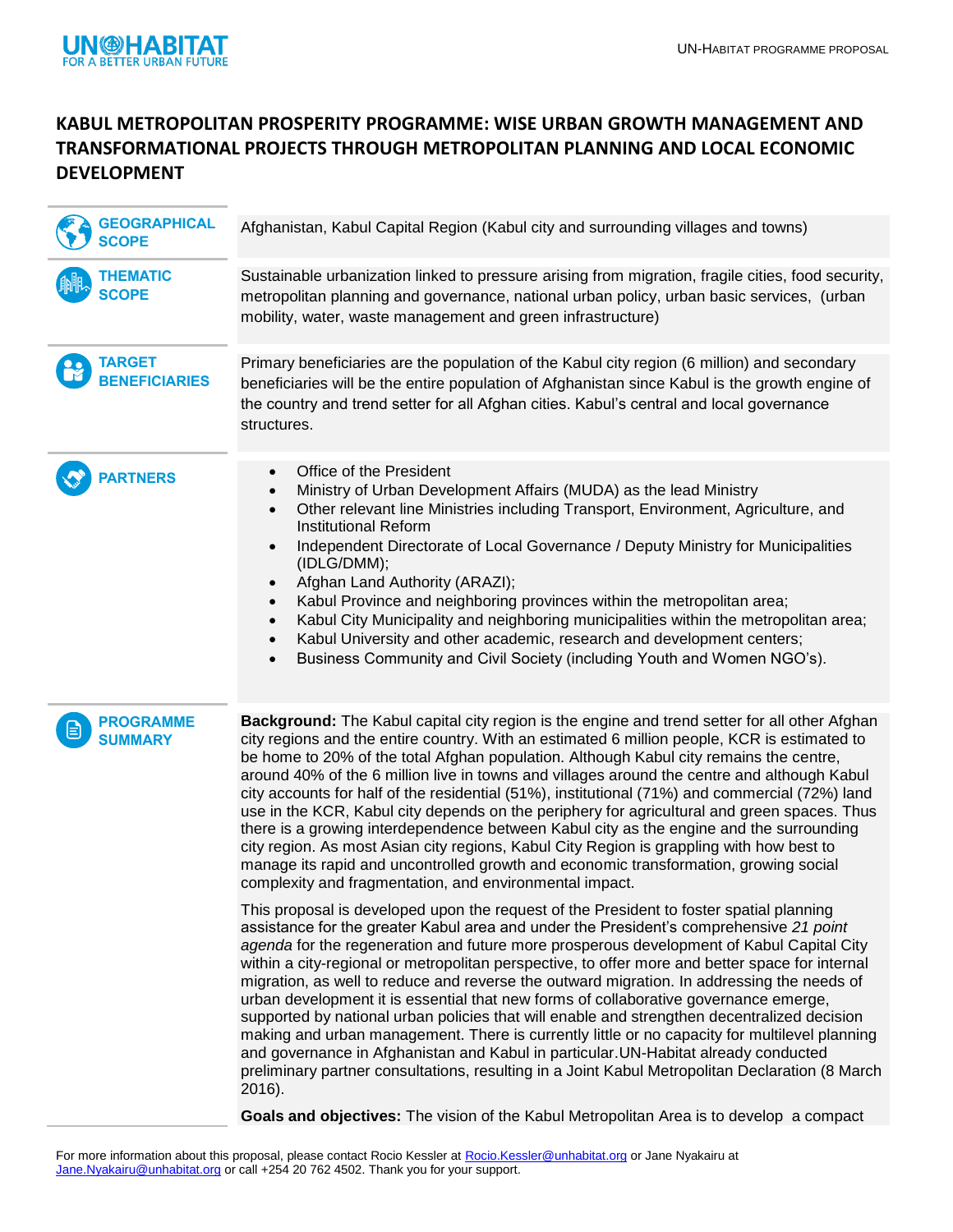# KABUL METROPOLITAN PROSPERITY PROGRAMME: WISE URBAN GROWTH MANAGEMENT AND TRANSFORMATIONAL PROJECTS THROUGH METROPOLITAN PLANNING AND LOCAL ECONOMIC DEVELOPMENT

| | |
|---|---|
| **GEOGRAPHICAL SCOPE** | Afghanistan, Kabul Capital Region (Kabul city and surrounding villages and towns) |
| **THEMATIC SCOPE** | Sustainable urbanization linked to pressure arising from migration, fragile cities, food security, metropolitan planning and governance, national urban policy, urban basic services, (urban mobility, water, waste management and green infrastructure) |
| **TARGET BENEFICIARIES** | Primary beneficiaries are the population of the Kabul city region (6 million) and secondary beneficiaries will be the entire population of Afghanistan since Kabul is the growth engine of the country and trend setter for all Afghan cities. Kabul's central and local governance structures. |

**PARTNERS**

- Office of the President
- Ministry of Urban Development Affairs (MUDA) as the lead Ministry
- Other relevant line Ministries including Transport, Environment, Agriculture, and Institutional Reform
- Independent Directorate of Local Governance / Deputy Ministry for Municipalities (IDLG/DMM);
- Afghan Land Authority (ARAZI);
- Kabul Province and neighboring provinces within the metropolitan area;
- Kabul City Municipality and neighboring municipalities within the metropolitan area;
- Kabul University and other academic, research and development centers;
- Business Community and Civil Society (including Youth and Women NGO's).

**PROGRAMME SUMMARY**

**Background:** The Kabul capital city region is the engine and trend setter for all other Afghan city regions and the entire country. With an estimated 6 million people, KCR is estimated to be home to 20% of the total Afghan population. Although Kabul city remains the centre, around 40% of the 6 million live in towns and villages around the centre and although Kabul city accounts for half of the residential (51%), institutional (71%) and commercial (72%) land use in the KCR, Kabul city depends on the periphery for agricultural and green spaces. Thus there is a growing interdependence between Kabul city as the engine and the surrounding city region. As most Asian city regions, Kabul City Region is grappling with how best to manage its rapid and uncontrolled growth and economic transformation, growing social complexity and fragmentation, and environmental impact.

This proposal is developed upon the request of the President to foster spatial planning assistance for the greater Kabul area and under the President's comprehensive *21 point agenda* for the regeneration and future more prosperous development of Kabul Capital City within a city-regional or metropolitan perspective, to offer more and better space for internal migration, as well to reduce and reverse the outward migration. In addressing the needs of urban development it is essential that new forms of collaborative governance emerge, supported by national urban policies that will enable and strengthen decentralized decision making and urban management. There is currently little or no capacity for multilevel planning and governance in Afghanistan and Kabul in particular.UN-Habitat already conducted preliminary partner consultations, resulting in a Joint Kabul Metropolitan Declaration (8 March 2016).

**Goals and objectives:** The vision of the Kabul Metropolitan Area is to develop a compact

For more information about this proposal, please contact Rocio Kessler at Rocio.Kessler@unhabitat.org or Jane Nyakairu at Jane.Nyakairu@unhabitat.org or call +254 20 762 4502. Thank you for your support.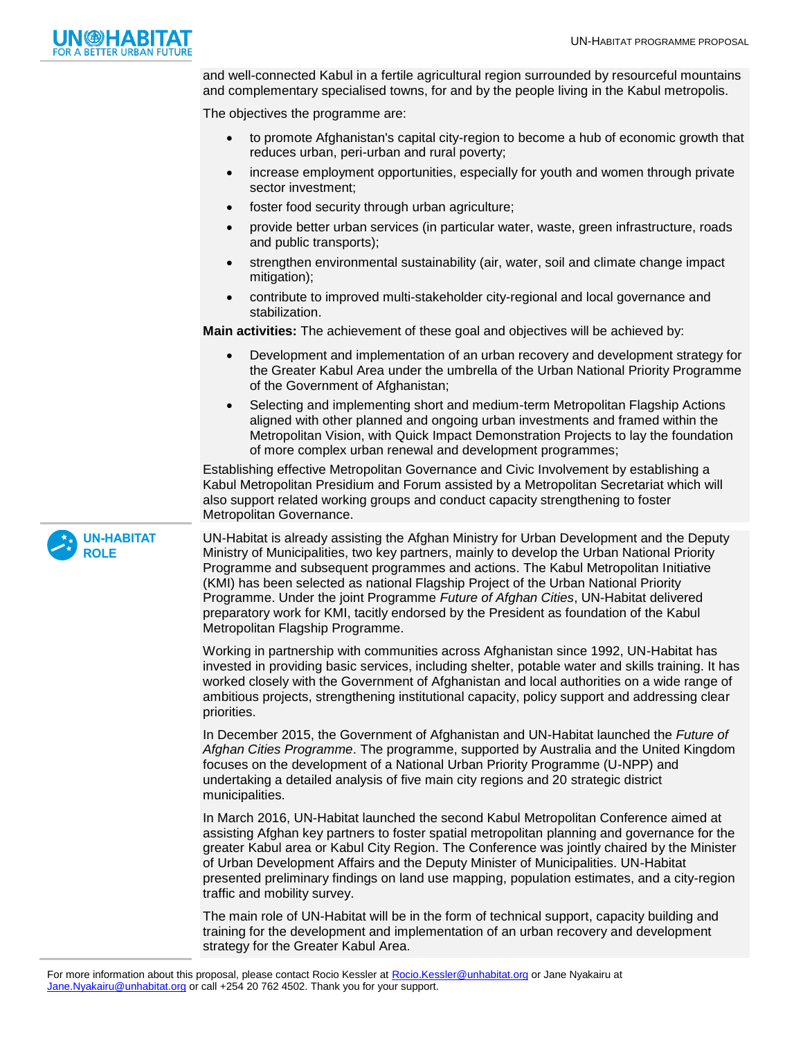and well-connected Kabul in a fertile agricultural region surrounded by resourceful mountains and complementary specialised towns, for and by the people living in the Kabul metropolis.

The objectives the programme are:

- to promote Afghanistan's capital city-region to become a hub of economic growth that reduces urban, peri-urban and rural poverty;
- increase employment opportunities, especially for youth and women through private sector investment;
- foster food security through urban agriculture;
- provide better urban services (in particular water, waste, green infrastructure, roads and public transports);
- strengthen environmental sustainability (air, water, soil and climate change impact mitigation);
- contribute to improved multi-stakeholder city-regional and local governance and stabilization.

**Main activities:** The achievement of these goal and objectives will be achieved by:

- Development and implementation of an urban recovery and development strategy for the Greater Kabul Area under the umbrella of the Urban National Priority Programme of the Government of Afghanistan;
- Selecting and implementing short and medium-term Metropolitan Flagship Actions aligned with other planned and ongoing urban investments and framed within the Metropolitan Vision, with Quick Impact Demonstration Projects to lay the foundation of more complex urban renewal and development programmes;

Establishing effective Metropolitan Governance and Civic Involvement by establishing a Kabul Metropolitan Presidium and Forum assisted by a Metropolitan Secretariat which will also support related working groups and conduct capacity strengthening to foster Metropolitan Governance.

## UN-HABITAT ROLE

UN-Habitat is already assisting the Afghan Ministry for Urban Development and the Deputy Ministry of Municipalities, two key partners, mainly to develop the Urban National Priority Programme and subsequent programmes and actions. The Kabul Metropolitan Initiative (KMI) has been selected as national Flagship Project of the Urban National Priority Programme. Under the joint Programme *Future of Afghan Cities*, UN-Habitat delivered preparatory work for KMI, tacitly endorsed by the President as foundation of the Kabul Metropolitan Flagship Programme.

Working in partnership with communities across Afghanistan since 1992, UN-Habitat has invested in providing basic services, including shelter, potable water and skills training. It has worked closely with the Government of Afghanistan and local authorities on a wide range of ambitious projects, strengthening institutional capacity, policy support and addressing clear priorities.

In December 2015, the Government of Afghanistan and UN-Habitat launched the *Future of Afghan Cities Programme*. The programme, supported by Australia and the United Kingdom focuses on the development of a National Urban Priority Programme (U-NPP) and undertaking a detailed analysis of five main city regions and 20 strategic district municipalities.

In March 2016, UN-Habitat launched the second Kabul Metropolitan Conference aimed at assisting Afghan key partners to foster spatial metropolitan planning and governance for the greater Kabul area or Kabul City Region. The Conference was jointly chaired by the Minister of Urban Development Affairs and the Deputy Minister of Municipalities. UN-Habitat presented preliminary findings on land use mapping, population estimates, and a city-region traffic and mobility survey.

The main role of UN-Habitat will be in the form of technical support, capacity building and training for the development and implementation of an urban recovery and development strategy for the Greater Kabul Area.

For more information about this proposal, please contact Rocio Kessler at Rocio.Kessler@unhabitat.org or Jane Nyakairu at Jane.Nyakairu@unhabitat.org or call +254 20 762 4502. Thank you for your support.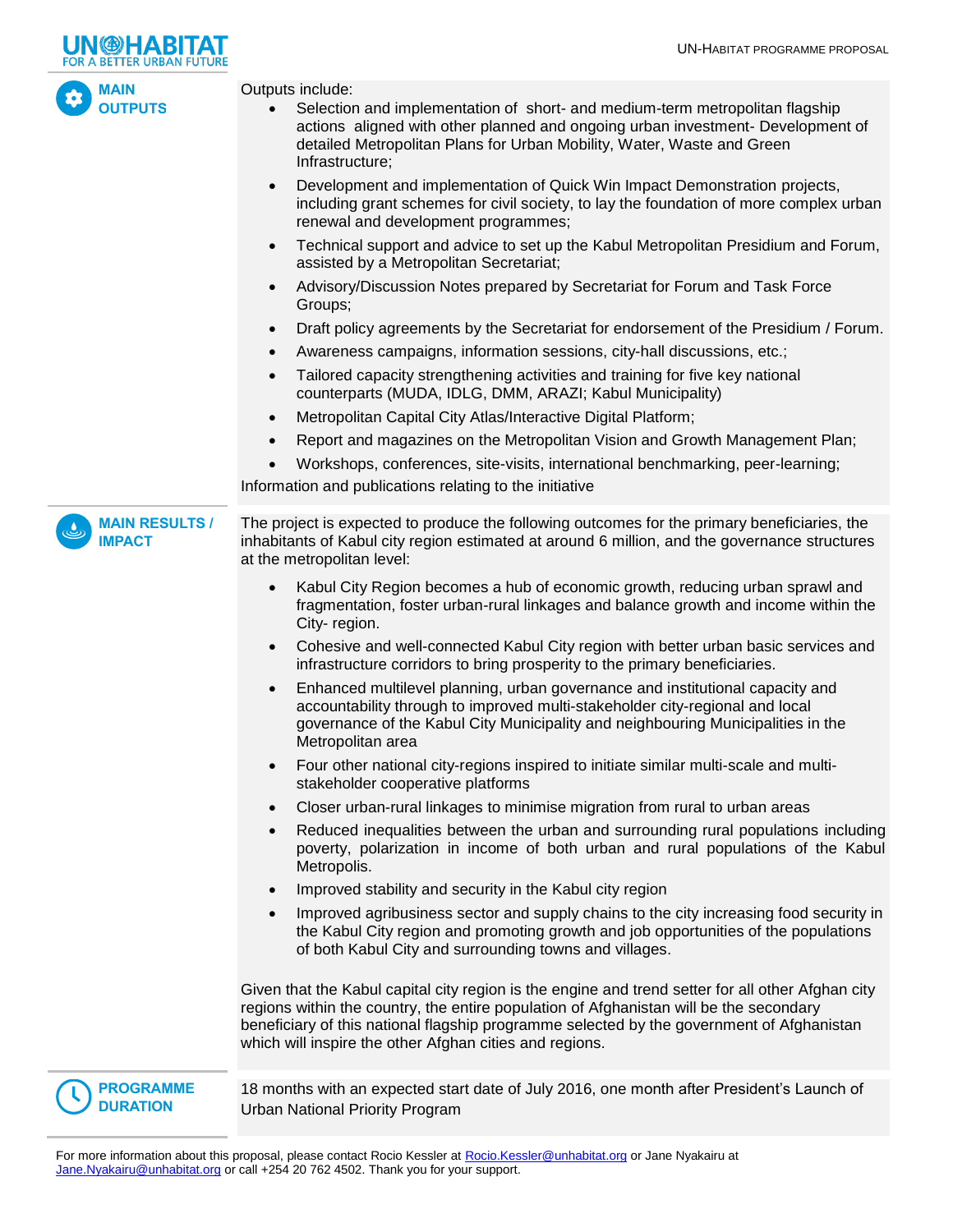## MAIN OUTPUTS

Outputs include:

- Selection and implementation of short- and medium-term metropolitan flagship actions aligned with other planned and ongoing urban investment- Development of detailed Metropolitan Plans for Urban Mobility, Water, Waste and Green Infrastructure;
- Development and implementation of Quick Win Impact Demonstration projects, including grant schemes for civil society, to lay the foundation of more complex urban renewal and development programmes;
- Technical support and advice to set up the Kabul Metropolitan Presidium and Forum, assisted by a Metropolitan Secretariat;
- Advisory/Discussion Notes prepared by Secretariat for Forum and Task Force Groups;
- Draft policy agreements by the Secretariat for endorsement of the Presidium / Forum.
- Awareness campaigns, information sessions, city-hall discussions, etc.;
- Tailored capacity strengthening activities and training for five key national counterparts (MUDA, IDLG, DMM, ARAZI; Kabul Municipality)
- Metropolitan Capital City Atlas/Interactive Digital Platform;
- Report and magazines on the Metropolitan Vision and Growth Management Plan;
- Workshops, conferences, site-visits, international benchmarking, peer-learning;

Information and publications relating to the initiative

## MAIN RESULTS / IMPACT

The project is expected to produce the following outcomes for the primary beneficiaries, the inhabitants of Kabul city region estimated at around 6 million, and the governance structures at the metropolitan level:

- Kabul City Region becomes a hub of economic growth, reducing urban sprawl and fragmentation, foster urban-rural linkages and balance growth and income within the City- region.
- Cohesive and well-connected Kabul City region with better urban basic services and infrastructure corridors to bring prosperity to the primary beneficiaries.
- Enhanced multilevel planning, urban governance and institutional capacity and accountability through to improved multi-stakeholder city-regional and local governance of the Kabul City Municipality and neighbouring Municipalities in the Metropolitan area
- Four other national city-regions inspired to initiate similar multi-scale and multi-stakeholder cooperative platforms
- Closer urban-rural linkages to minimise migration from rural to urban areas
- Reduced inequalities between the urban and surrounding rural populations including poverty, polarization in income of both urban and rural populations of the Kabul Metropolis.
- Improved stability and security in the Kabul city region
- Improved agribusiness sector and supply chains to the city increasing food security in the Kabul City region and promoting growth and job opportunities of the populations of both Kabul City and surrounding towns and villages.

Given that the Kabul capital city region is the engine and trend setter for all other Afghan city regions within the country, the entire population of Afghanistan will be the secondary beneficiary of this national flagship programme selected by the government of Afghanistan which will inspire the other Afghan cities and regions.

## PROGRAMME DURATION

18 months with an expected start date of July 2016, one month after President's Launch of Urban National Priority Program

For more information about this proposal, please contact Rocio Kessler at Rocio.Kessler@unhabitat.org or Jane Nyakairu at Jane.Nyakairu@unhabitat.org or call +254 20 762 4502. Thank you for your support.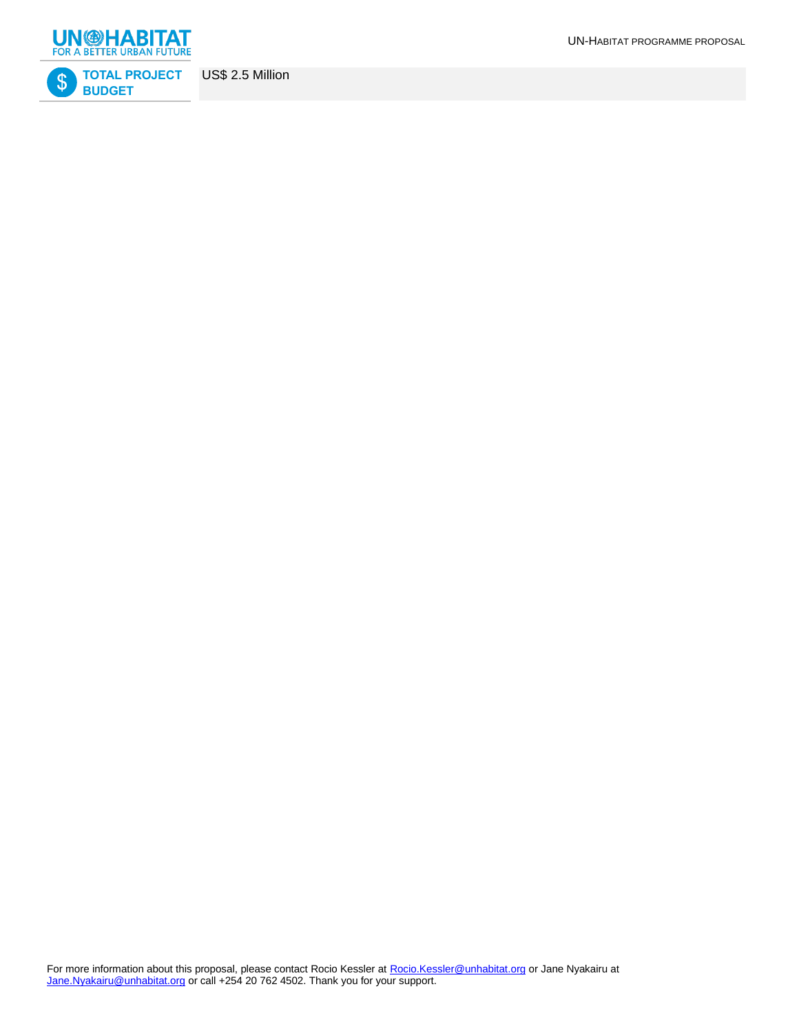| | |
|---|---|
| **TOTAL PROJECT BUDGET** | US$ 2.5 Million |

For more information about this proposal, please contact Rocio Kessler at [Rocio.Kessler@unhabitat.org](mailto:Rocio.Kessler@unhabitat.org) or Jane Nyakairu at [Jane.Nyakairu@unhabitat.org](mailto:Jane.Nyakairu@unhabitat.org) or call +254 20 762 4502. Thank you for your support.